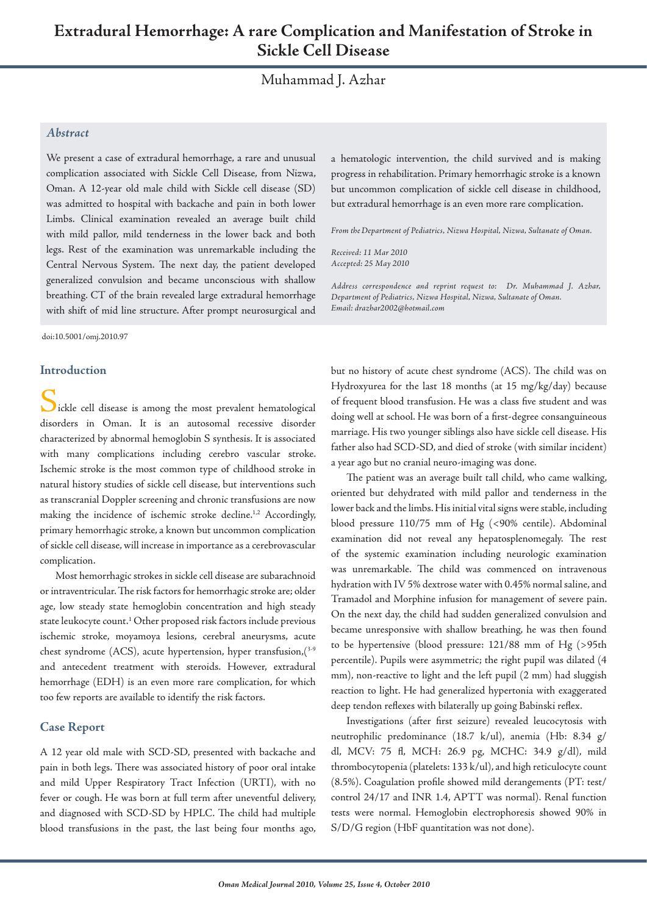# Extradural Hemorrhage: A rare Complication and Manifestation of Stroke in Sickle Cell Disease

Muhammad J. Azhar

### *Abstract*

We present a case of extradural hemorrhage, a rare and unusual complication associated with Sickle Cell Disease, from Nizwa, Oman. A 12-year old male child with Sickle cell disease (SD) was admitted to hospital with backache and pain in both lower Limbs. Clinical examination revealed an average built child with mild pallor, mild tenderness in the lower back and both legs. Rest of the examination was unremarkable including the Central Nervous System. The next day, the patient developed generalized convulsion and became unconscious with shallow breathing. CT of the brain revealed large extradural hemorrhage with shift of mid line structure. After prompt neurosurgical and a hematologic intervention, the child survived and is making progress in rehabilitation. Primary hemorrhagic stroke is a known but uncommon complication of sickle cell disease in childhood, but extradural hemorrhage is an even more rare complication.

*From the Department of Pediatrics, Nizwa Hospital, Nizwa, Sultanate of Oman.*

*Received: 11 Mar 2010*
*Accepted: 25 May 2010*

*Address correspondence and reprint request to: Dr. Muhammad J. Azhar, Department of Pediatrics, Nizwa Hospital, Nizwa, Sultanate of Oman.*
*Email: drazhar2002@hotmail.com*

doi:10.5001/omj.2010.97

## Introduction

Sickle cell disease is among the most prevalent hematological disorders in Oman. It is an autosomal recessive disorder characterized by abnormal hemoglobin S synthesis. It is associated with many complications including cerebro vascular stroke. Ischemic stroke is the most common type of childhood stroke in natural history studies of sickle cell disease, but interventions such as transcranial Doppler screening and chronic transfusions are now making the incidence of ischemic stroke decline.[1,2] Accordingly, primary hemorrhagic stroke, a known but uncommon complication of sickle cell disease, will increase in importance as a cerebrovascular complication.

Most hemorrhagic strokes in sickle cell disease are subarachnoid or intraventricular. The risk factors for hemorrhagic stroke are; older age, low steady state hemoglobin concentration and high steady state leukocyte count.[1] Other proposed risk factors include previous ischemic stroke, moyamoya lesions, cerebral aneurysms, acute chest syndrome (ACS), acute hypertension, hyper transfusion,([3-9] and antecedent treatment with steroids. However, extradural hemorrhage (EDH) is an even more rare complication, for which too few reports are available to identify the risk factors.

## Case Report

A 12 year old male with SCD-SD, presented with backache and pain in both legs. There was associated history of poor oral intake and mild Upper Respiratory Tract Infection (URTI), with no fever or cough. He was born at full term after uneventful delivery, and diagnosed with SCD-SD by HPLC. The child had multiple blood transfusions in the past, the last being four months ago, but no history of acute chest syndrome (ACS). The child was on Hydroxyurea for the last 18 months (at 15 mg/kg/day) because of frequent blood transfusion. He was a class five student and was doing well at school. He was born of a first-degree consanguineous marriage. His two younger siblings also have sickle cell disease. His father also had SCD-SD, and died of stroke (with similar incident) a year ago but no cranial neuro-imaging was done.

The patient was an average built tall child, who came walking, oriented but dehydrated with mild pallor and tenderness in the lower back and the limbs. His initial vital signs were stable, including blood pressure 110/75 mm of Hg (<90% centile). Abdominal examination did not reveal any hepatosplenomegaly. The rest of the systemic examination including neurologic examination was unremarkable. The child was commenced on intravenous hydration with IV 5% dextrose water with 0.45% normal saline, and Tramadol and Morphine infusion for management of severe pain. On the next day, the child had sudden generalized convulsion and became unresponsive with shallow breathing, he was then found to be hypertensive (blood pressure: 121/88 mm of Hg (>95th percentile). Pupils were asymmetric; the right pupil was dilated (4 mm), non-reactive to light and the left pupil (2 mm) had sluggish reaction to light. He had generalized hypertonia with exaggerated deep tendon reflexes with bilaterally up going Babinski reflex.

Investigations (after first seizure) revealed leucocytosis with neutrophilic predominance (18.7 k/ul), anemia (Hb: 8.34 g/dl, MCV: 75 fl, MCH: 26.9 pg, MCHC: 34.9 g/dl), mild thrombocytopenia (platelets: 133 k/ul), and high reticulocyte count (8.5%). Coagulation profile showed mild derangements (PT: test/control 24/17 and INR 1.4, APTT was normal). Renal function tests were normal. Hemoglobin electrophoresis showed 90% in S/D/G region (HbF quantitation was not done).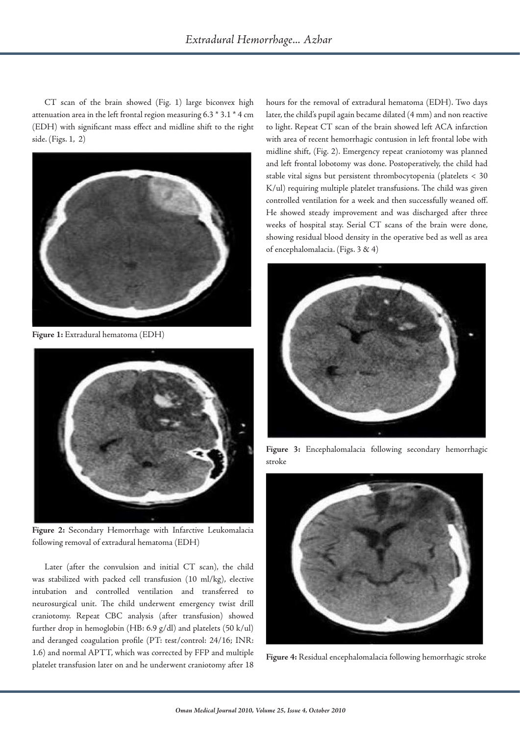CT scan of the brain showed (Fig. 1) large biconvex high attenuation area in the left frontal region measuring 6.3 * 3.1 * 4 cm (EDH) with significant mass effect and midline shift to the right side. (Figs. 1, 2)

**Figure 1:** Extradural hematoma (EDH)

**Figure 2:** Secondary Hemorrhage with Infarctive Leukomalacia following removal of extradural hematoma (EDH)

Later (after the convulsion and initial CT scan), the child was stabilized with packed cell transfusion (10 ml/kg), elective intubation and controlled ventilation and transferred to neurosurgical unit. The child underwent emergency twist drill craniotomy. Repeat CBC analysis (after transfusion) showed further drop in hemoglobin (HB: 6.9 g/dl) and platelets (50 k/ul) and deranged coagulation profile (PT: test/control: 24/16; INR: 1.6) and normal APTT, which was corrected by FFP and multiple platelet transfusion later on and he underwent craniotomy after 18 hours for the removal of extradural hematoma (EDH). Two days later, the child's pupil again became dilated (4 mm) and non reactive to light. Repeat CT scan of the brain showed left ACA infarction with area of recent hemorrhagic contusion in left frontal lobe with midline shift, (Fig. 2). Emergency repeat craniotomy was planned and left frontal lobotomy was done. Postoperatively, the child had stable vital signs but persistent thrombocytopenia (platelets < 30 K/ul) requiring multiple platelet transfusions. The child was given controlled ventilation for a week and then successfully weaned off. He showed steady improvement and was discharged after three weeks of hospital stay. Serial CT scans of the brain were done, showing residual blood density in the operative bed as well as area of encephalomalacia. (Figs. 3 & 4)

**Figure 3:** Encephalomalacia following secondary hemorrhagic stroke

**Figure 4:** Residual encephalomalacia following hemorrhagic stroke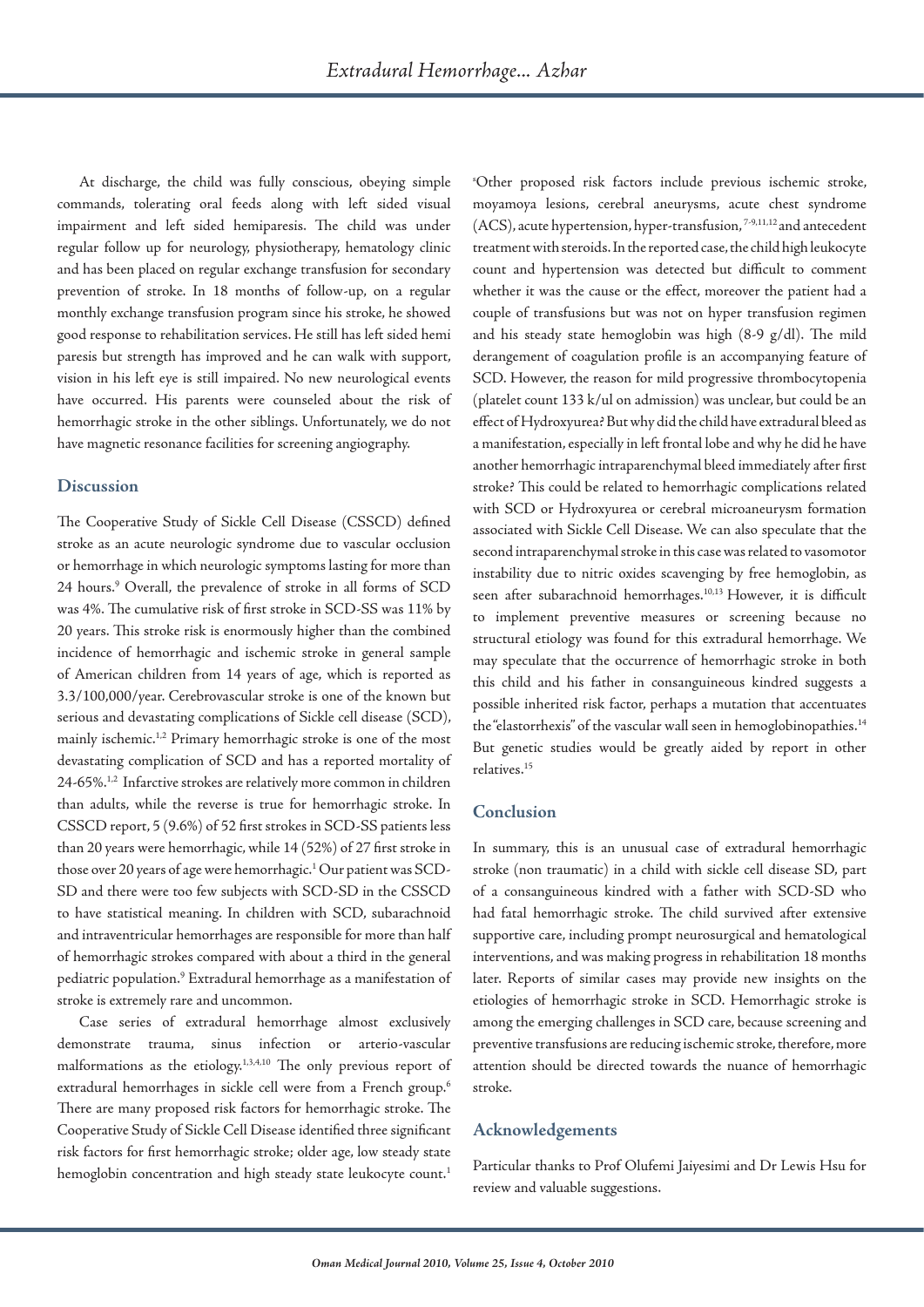At discharge, the child was fully conscious, obeying simple commands, tolerating oral feeds along with left sided visual impairment and left sided hemiparesis. The child was under regular follow up for neurology, physiotherapy, hematology clinic and has been placed on regular exchange transfusion for secondary prevention of stroke. In 18 months of follow-up, on a regular monthly exchange transfusion program since his stroke, he showed good response to rehabilitation services. He still has left sided hemi paresis but strength has improved and he can walk with support, vision in his left eye is still impaired. No new neurological events have occurred. His parents were counseled about the risk of hemorrhagic stroke in the other siblings. Unfortunately, we do not have magnetic resonance facilities for screening angiography.

## Discussion

The Cooperative Study of Sickle Cell Disease (CSSCD) defined stroke as an acute neurologic syndrome due to vascular occlusion or hemorrhage in which neurologic symptoms lasting for more than 24 hours.[9] Overall, the prevalence of stroke in all forms of SCD was 4%. The cumulative risk of first stroke in SCD-SS was 11% by 20 years. This stroke risk is enormously higher than the combined incidence of hemorrhagic and ischemic stroke in general sample of American children from 14 years of age, which is reported as 3.3/100,000/year. Cerebrovascular stroke is one of the known but serious and devastating complications of Sickle cell disease (SCD), mainly ischemic.[1,2] Primary hemorrhagic stroke is one of the most devastating complication of SCD and has a reported mortality of 24-65%.[1,2] Infarctive strokes are relatively more common in children than adults, while the reverse is true for hemorrhagic stroke. In CSSCD report, 5 (9.6%) of 52 first strokes in SCD-SS patients less than 20 years were hemorrhagic, while 14 (52%) of 27 first stroke in those over 20 years of age were hemorrhagic.[1] Our patient was SCD-SD and there were too few subjects with SCD-SD in the CSSCD to have statistical meaning. In children with SCD, subarachnoid and intraventricular hemorrhages are responsible for more than half of hemorrhagic strokes compared with about a third in the general pediatric population.[9] Extradural hemorrhage as a manifestation of stroke is extremely rare and uncommon.

Case series of extradural hemorrhage almost exclusively demonstrate trauma, sinus infection or arterio-vascular malformations as the etiology.[1,3,4,10] The only previous report of extradural hemorrhages in sickle cell were from a French group.[6] There are many proposed risk factors for hemorrhagic stroke. The Cooperative Study of Sickle Cell Disease identified three significant risk factors for first hemorrhagic stroke; older age, low steady state hemoglobin concentration and high steady state leukocyte count.[1]

[8]Other proposed risk factors include previous ischemic stroke, moyamoya lesions, cerebral aneurysms, acute chest syndrome (ACS), acute hypertension, hyper-transfusion,[7-9,11,12] and antecedent treatment with steroids. In the reported case, the child high leukocyte count and hypertension was detected but difficult to comment whether it was the cause or the effect, moreover the patient had a couple of transfusions but was not on hyper transfusion regimen and his steady state hemoglobin was high (8-9 g/dl). The mild derangement of coagulation profile is an accompanying feature of SCD. However, the reason for mild progressive thrombocytopenia (platelet count 133 k/ul on admission) was unclear, but could be an effect of Hydroxyurea? But why did the child have extradural bleed as a manifestation, especially in left frontal lobe and why he did he have another hemorrhagic intraparenchymal bleed immediately after first stroke? This could be related to hemorrhagic complications related with SCD or Hydroxyurea or cerebral microaneurysm formation associated with Sickle Cell Disease. We can also speculate that the second intraparenchymal stroke in this case was related to vasomotor instability due to nitric oxides scavenging by free hemoglobin, as seen after subarachnoid hemorrhages.[10,13] However, it is difficult to implement preventive measures or screening because no structural etiology was found for this extradural hemorrhage. We may speculate that the occurrence of hemorrhagic stroke in both this child and his father in consanguineous kindred suggests a possible inherited risk factor, perhaps a mutation that accentuates the "elastorrhexis" of the vascular wall seen in hemoglobinopathies.[14] But genetic studies would be greatly aided by report in other relatives.[15]

## Conclusion

In summary, this is an unusual case of extradural hemorrhagic stroke (non traumatic) in a child with sickle cell disease SD, part of a consanguineous kindred with a father with SCD-SD who had fatal hemorrhagic stroke. The child survived after extensive supportive care, including prompt neurosurgical and hematological interventions, and was making progress in rehabilitation 18 months later. Reports of similar cases may provide new insights on the etiologies of hemorrhagic stroke in SCD. Hemorrhagic stroke is among the emerging challenges in SCD care, because screening and preventive transfusions are reducing ischemic stroke, therefore, more attention should be directed towards the nuance of hemorrhagic stroke.

## Acknowledgements

Particular thanks to Prof Olufemi Jaiyesimi and Dr Lewis Hsu for review and valuable suggestions.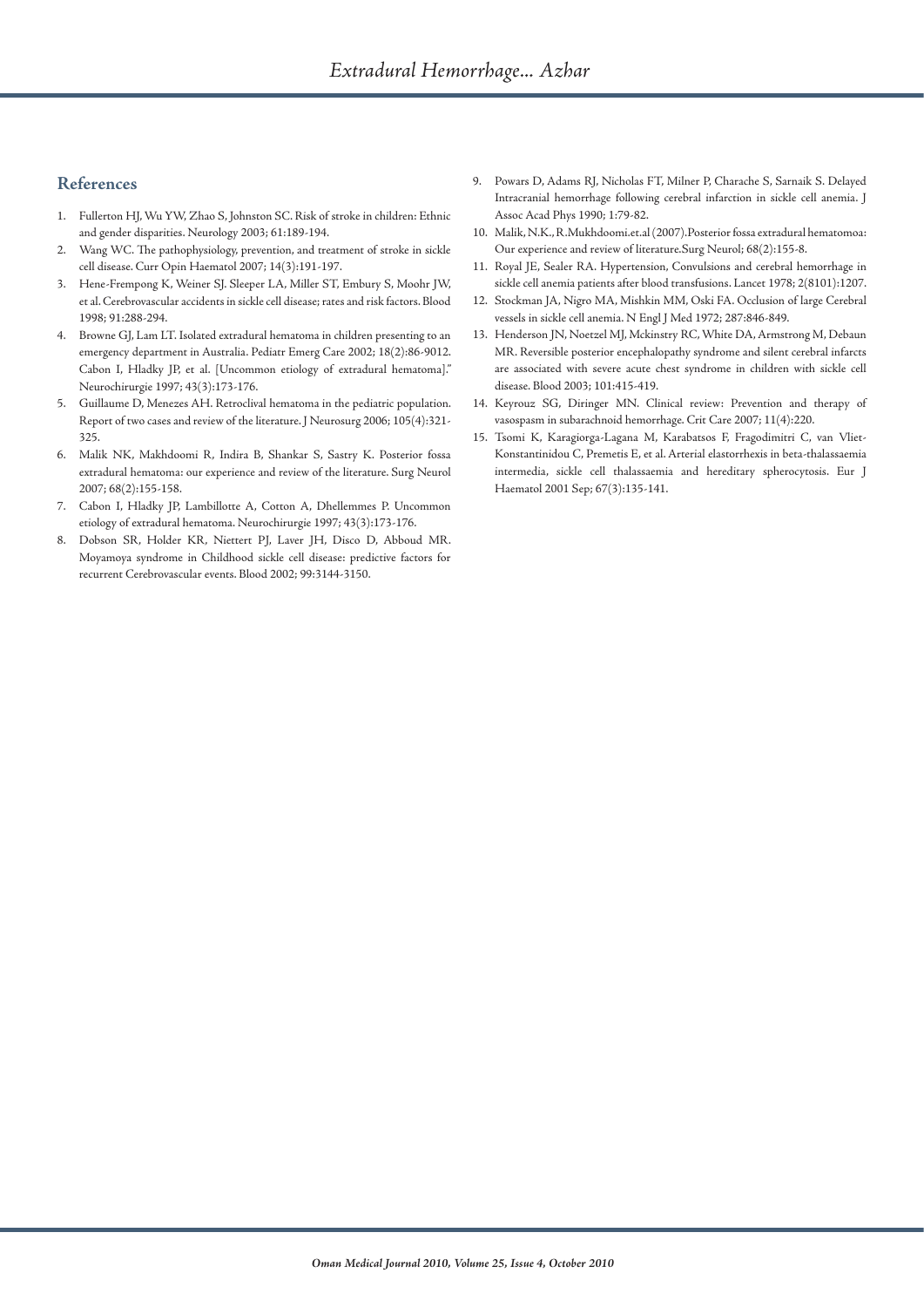## References

1. Fullerton HJ, Wu YW, Zhao S, Johnston SC. Risk of stroke in children: Ethnic and gender disparities. Neurology 2003; 61:189-194.
2. Wang WC. The pathophysiology, prevention, and treatment of stroke in sickle cell disease. Curr Opin Haematol 2007; 14(3):191-197.
3. Hene-Frempong K, Weiner SJ. Sleeper LA, Miller ST, Embury S, Moohr JW, et al. Cerebrovascular accidents in sickle cell disease; rates and risk factors. Blood 1998; 91:288-294.
4. Browne GJ, Lam LT. Isolated extradural hematoma in children presenting to an emergency department in Australia. Pediatr Emerg Care 2002; 18(2):86-9012. Cabon I, Hladky JP, et al. [Uncommon etiology of extradural hematoma]." Neurochirurgie 1997; 43(3):173-176.
5. Guillaume D, Menezes AH. Retroclival hematoma in the pediatric population. Report of two cases and review of the literature. J Neurosurg 2006; 105(4):321-325.
6. Malik NK, Makhdoomi R, Indira B, Shankar S, Sastry K. Posterior fossa extradural hematoma: our experience and review of the literature. Surg Neurol 2007; 68(2):155-158.
7. Cabon I, Hladky JP, Lambillotte A, Cotton A, Dhellemmes P. Uncommon etiology of extradural hematoma. Neurochirurgie 1997; 43(3):173-176.
8. Dobson SR, Holder KR, Niettert PJ, Laver JH, Disco D, Abboud MR. Moyamoya syndrome in Childhood sickle cell disease: predictive factors for recurrent Cerebrovascular events. Blood 2002; 99:3144-3150.
9. Powars D, Adams RJ, Nicholas FT, Milner P, Charache S, Sarnaik S. Delayed Intracranial hemorrhage following cerebral infarction in sickle cell anemia. J Assoc Acad Phys 1990; 1:79-82.
10. Malik, N.K., R.Mukhdoomi.et.al (2007).Posterior fossa extradural hematomoa: Our experience and review of literature.Surg Neurol; 68(2):155-8.
11. Royal JE, Sealer RA. Hypertension, Convulsions and cerebral hemorrhage in sickle cell anemia patients after blood transfusions. Lancet 1978; 2(8101):1207.
12. Stockman JA, Nigro MA, Mishkin MM, Oski FA. Occlusion of large Cerebral vessels in sickle cell anemia. N Engl J Med 1972; 287:846-849.
13. Henderson JN, Noetzel MJ, Mckinstry RC, White DA, Armstrong M, Debaun MR. Reversible posterior encephalopathy syndrome and silent cerebral infarcts are associated with severe acute chest syndrome in children with sickle cell disease. Blood 2003; 101:415-419.
14. Keyrouz SG, Diringer MN. Clinical review: Prevention and therapy of vasospasm in subarachnoid hemorrhage. Crit Care 2007; 11(4):220.
15. Tsomi K, Karagiorga-Lagana M, Karabatsos F, Fragodimitri C, van Vliet-Konstantinidou C, Premetis E, et al. Arterial elastorrhexis in beta-thalassaemia intermedia, sickle cell thalassaemia and hereditary spherocytosis. Eur J Haematol 2001 Sep; 67(3):135-141.